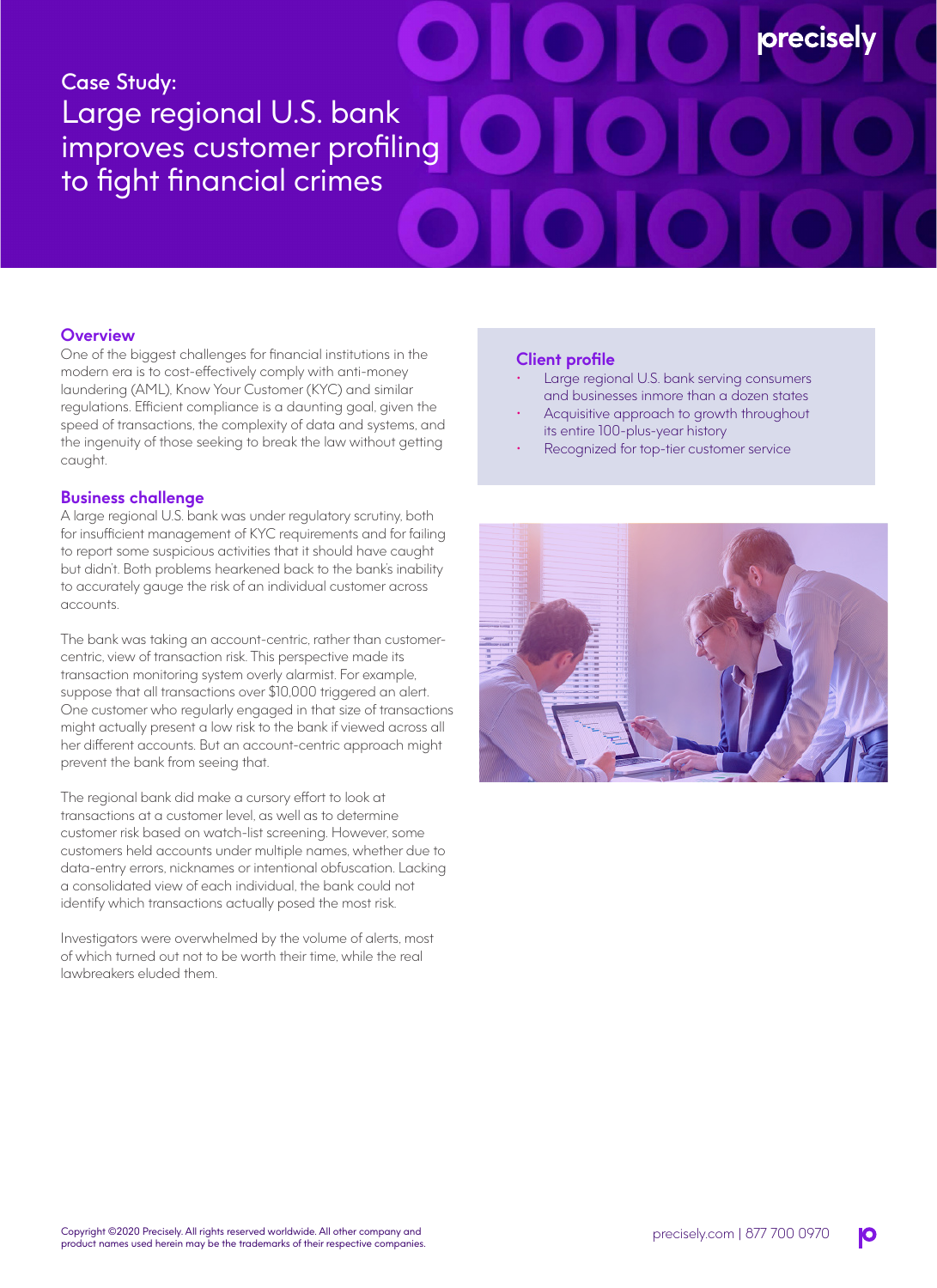Case Study:

# Large regional U.S. bank improves customer profiling to fight financial crimes

## Overview

One of the biggest challenges for financial institutions in the modern era is to cost-effectively comply with anti-money laundering (AML), Know Your Customer (KYC) and similar regulations. Efficient compliance is a daunting goal, given the speed of transactions, the complexity of data and systems, and the ingenuity of those seeking to break the law without getting caught.

## Business challenge

A large regional U.S. bank was under regulatory scrutiny, both for insufficient management of KYC requirements and for failing to report some suspicious activities that it should have caught but didn't. Both problems hearkened back to the bank's inability to accurately gauge the risk of an individual customer across accounts.

The bank was taking an account-centric, rather than customer-centric, view of transaction risk. This perspective made its transaction monitoring system overly alarmist. For example, suppose that all transactions over $10,000 triggered an alert. One customer who regularly engaged in that size of transactions might actually present a low risk to the bank if viewed across all her different accounts. But an account-centric approach might prevent the bank from seeing that.

The regional bank did make a cursory effort to look at transactions at a customer level, as well as to determine customer risk based on watch-list screening. However, some customers held accounts under multiple names, whether due to data-entry errors, nicknames or intentional obfuscation. Lacking a consolidated view of each individual, the bank could not identify which transactions actually posed the most risk.

Investigators were overwhelmed by the volume of alerts, most of which turned out not to be worth their time, while the real lawbreakers eluded them.

## Client profile

- Large regional U.S. bank serving consumers and businesses inmore than a dozen states
- Acquisitive approach to growth throughout its entire 100-plus-year history
- Recognized for top-tier customer service

Copyright ©2020 Precisely. All rights reserved worldwide. All other company and product names used herein may be the trademarks of their respective companies.

precisely.com | 877 700 0970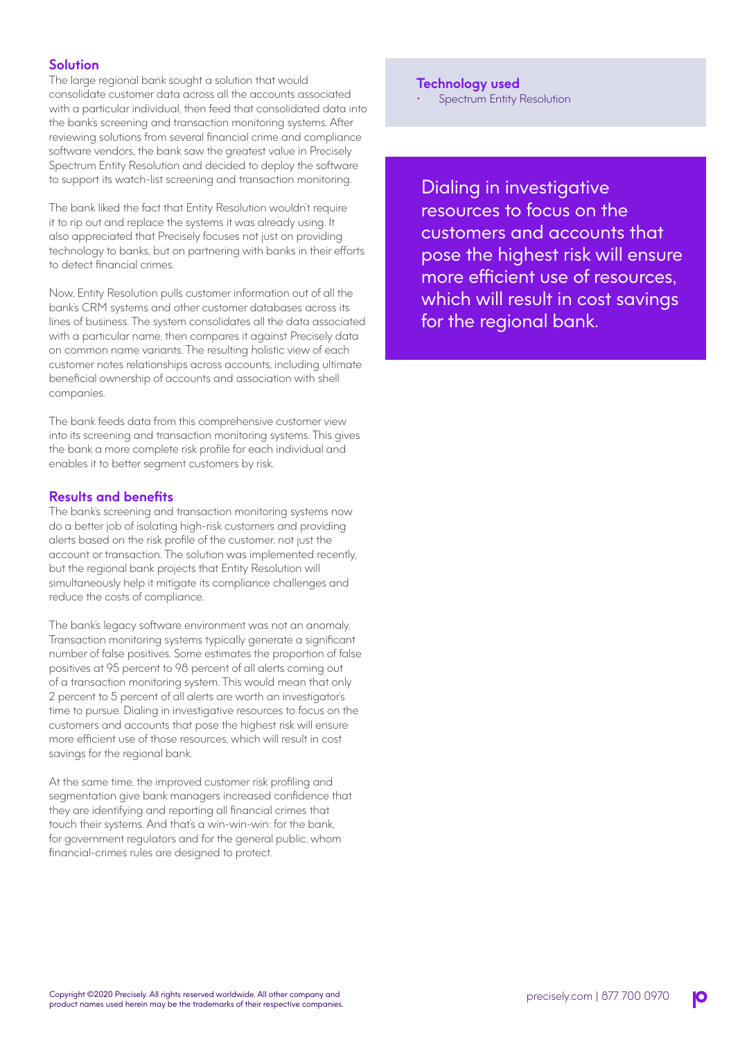## Solution

The large regional bank sought a solution that would consolidate customer data across all the accounts associated with a particular individual, then feed that consolidated data into the bank's screening and transaction monitoring systems. After reviewing solutions from several financial crime and compliance software vendors, the bank saw the greatest value in Precisely Spectrum Entity Resolution and decided to deploy the software to support its watch-list screening and transaction monitoring.

The bank liked the fact that Entity Resolution wouldn't require it to rip out and replace the systems it was already using. It also appreciated that Precisely focuses not just on providing technology to banks, but on partnering with banks in their efforts to detect financial crimes.

Now, Entity Resolution pulls customer information out of all the bank's CRM systems and other customer databases across its lines of business. The system consolidates all the data associated with a particular name, then compares it against Precisely data on common name variants. The resulting holistic view of each customer notes relationships across accounts, including ultimate beneficial ownership of accounts and association with shell companies.

The bank feeds data from this comprehensive customer view into its screening and transaction monitoring systems. This gives the bank a more complete risk profile for each individual and enables it to better segment customers by risk.

## Results and benefits

The bank's screening and transaction monitoring systems now do a better job of isolating high-risk customers and providing alerts based on the risk profile of the customer, not just the account or transaction. The solution was implemented recently, but the regional bank projects that Entity Resolution will simultaneously help it mitigate its compliance challenges and reduce the costs of compliance.

The bank's legacy software environment was not an anomaly. Transaction monitoring systems typically generate a significant number of false positives. Some estimates the proportion of false positives at 95 percent to 98 percent of all alerts coming out of a transaction monitoring system. This would mean that only 2 percent to 5 percent of all alerts are worth an investigator's time to pursue. Dialing in investigative resources to focus on the customers and accounts that pose the highest risk will ensure more efficient use of those resources, which will result in cost savings for the regional bank.

At the same time, the improved customer risk profiling and segmentation give bank managers increased confidence that they are identifying and reporting all financial crimes that touch their systems. And that's a win-win-win: for the bank, for government regulators and for the general public, whom financial-crimes rules are designed to protect.

### Technology used

- Spectrum Entity Resolution

> Dialing in investigative resources to focus on the customers and accounts that pose the highest risk will ensure more efficient use of resources, which will result in cost savings for the regional bank.

Copyright ©2020 Precisely. All rights reserved worldwide. All other company and product names used herein may be the trademarks of their respective companies.

precisely.com | 877 700 0970